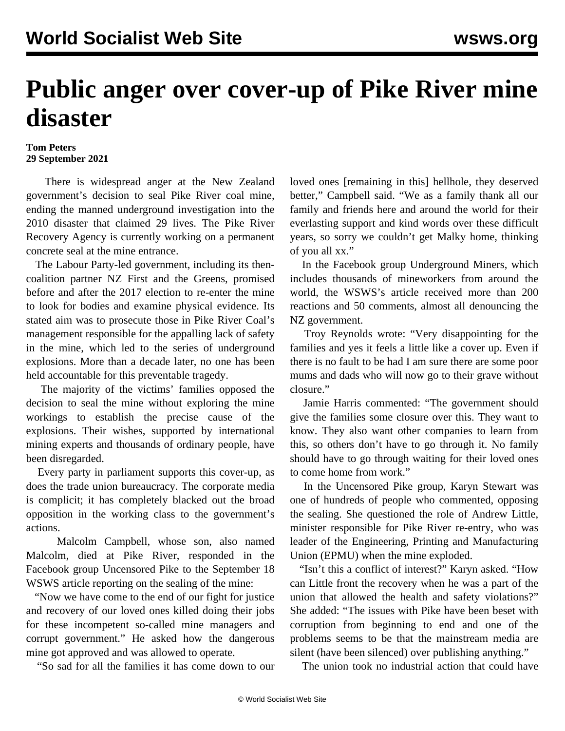# Public anger over cover-up of Pike River mine disaster

**Tom Peters**
**29 September 2021**

There is widespread anger at the New Zealand government's decision to seal Pike River coal mine, ending the manned underground investigation into the 2010 disaster that claimed 29 lives. The Pike River Recovery Agency is currently working on a permanent concrete seal at the mine entrance.

The Labour Party-led government, including its then-coalition partner NZ First and the Greens, promised before and after the 2017 election to re-enter the mine to look for bodies and examine physical evidence. Its stated aim was to prosecute those in Pike River Coal's management responsible for the appalling lack of safety in the mine, which led to the series of underground explosions. More than a decade later, no one has been held accountable for this preventable tragedy.

The majority of the victims' families opposed the decision to seal the mine without exploring the mine workings to establish the precise cause of the explosions. Their wishes, supported by international mining experts and thousands of ordinary people, have been disregarded.

Every party in parliament supports this cover-up, as does the trade union bureaucracy. The corporate media is complicit; it has completely blacked out the broad opposition in the working class to the government's actions.

Malcolm Campbell, whose son, also named Malcolm, died at Pike River, responded in the Facebook group Uncensored Pike to the September 18 WSWS article reporting on the sealing of the mine:

"Now we have come to the end of our fight for justice and recovery of our loved ones killed doing their jobs for these incompetent so-called mine managers and corrupt government." He asked how the dangerous mine got approved and was allowed to operate.

"So sad for all the families it has come down to our loved ones [remaining in this] hellhole, they deserved better," Campbell said. "We as a family thank all our family and friends here and around the world for their everlasting support and kind words over these difficult years, so sorry we couldn't get Malky home, thinking of you all xx."

In the Facebook group Underground Miners, which includes thousands of mineworkers from around the world, the WSWS's article received more than 200 reactions and 50 comments, almost all denouncing the NZ government.

Troy Reynolds wrote: "Very disappointing for the families and yes it feels a little like a cover up. Even if there is no fault to be had I am sure there are some poor mums and dads who will now go to their grave without closure."

Jamie Harris commented: "The government should give the families some closure over this. They want to know. They also want other companies to learn from this, so others don't have to go through it. No family should have to go through waiting for their loved ones to come home from work."

In the Uncensored Pike group, Karyn Stewart was one of hundreds of people who commented, opposing the sealing. She questioned the role of Andrew Little, minister responsible for Pike River re-entry, who was leader of the Engineering, Printing and Manufacturing Union (EPMU) when the mine exploded.

"Isn't this a conflict of interest?" Karyn asked. "How can Little front the recovery when he was a part of the union that allowed the health and safety violations?" She added: "The issues with Pike have been beset with corruption from beginning to end and one of the problems seems to be that the mainstream media are silent (have been silenced) over publishing anything."

The union took no industrial action that could have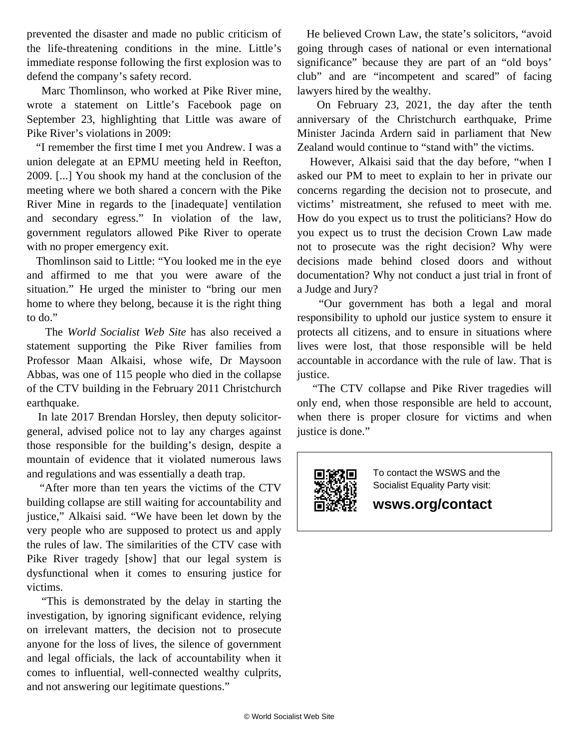prevented the disaster and made no public criticism of the life-threatening conditions in the mine. Little's immediate response following the first explosion was to defend the company's safety record.

Marc Thomlinson, who worked at Pike River mine, wrote a statement on Little's Facebook page on September 23, highlighting that Little was aware of Pike River's violations in 2009:

"I remember the first time I met you Andrew. I was a union delegate at an EPMU meeting held in Reefton, 2009. [...] You shook my hand at the conclusion of the meeting where we both shared a concern with the Pike River Mine in regards to the [inadequate] ventilation and secondary egress." In violation of the law, government regulators allowed Pike River to operate with no proper emergency exit.

Thomlinson said to Little: "You looked me in the eye and affirmed to me that you were aware of the situation." He urged the minister to "bring our men home to where they belong, because it is the right thing to do."

The *World Socialist Web Site* has also received a statement supporting the Pike River families from Professor Maan Alkaisi, whose wife, Dr Maysoon Abbas, was one of 115 people who died in the collapse of the CTV building in the February 2011 Christchurch earthquake.

In late 2017 Brendan Horsley, then deputy solicitor-general, advised police not to lay any charges against those responsible for the building's design, despite a mountain of evidence that it violated numerous laws and regulations and was essentially a death trap.

"After more than ten years the victims of the CTV building collapse are still waiting for accountability and justice," Alkaisi said. "We have been let down by the very people who are supposed to protect us and apply the rules of law. The similarities of the CTV case with Pike River tragedy [show] that our legal system is dysfunctional when it comes to ensuring justice for victims.

"This is demonstrated by the delay in starting the investigation, by ignoring significant evidence, relying on irrelevant matters, the decision not to prosecute anyone for the loss of lives, the silence of government and legal officials, the lack of accountability when it comes to influential, well-connected wealthy culprits, and not answering our legitimate questions."

He believed Crown Law, the state's solicitors, "avoid going through cases of national or even international significance" because they are part of an "old boys' club" and are "incompetent and scared" of facing lawyers hired by the wealthy.

On February 23, 2021, the day after the tenth anniversary of the Christchurch earthquake, Prime Minister Jacinda Ardern said in parliament that New Zealand would continue to "stand with" the victims.

However, Alkaisi said that the day before, "when I asked our PM to meet to explain to her in private our concerns regarding the decision not to prosecute, and victims' mistreatment, she refused to meet with me. How do you expect us to trust the politicians? How do you expect us to trust the decision Crown Law made not to prosecute was the right decision? Why were decisions made behind closed doors and without documentation? Why not conduct a just trial in front of a Judge and Jury?

"Our government has both a legal and moral responsibility to uphold our justice system to ensure it protects all citizens, and to ensure in situations where lives were lost, that those responsible will be held accountable in accordance with the rule of law. That is justice.

"The CTV collapse and Pike River tragedies will only end, when those responsible are held to account, when there is proper closure for victims and when justice is done."

To contact the WSWS and the Socialist Equality Party visit:

**wsws.org/contact**